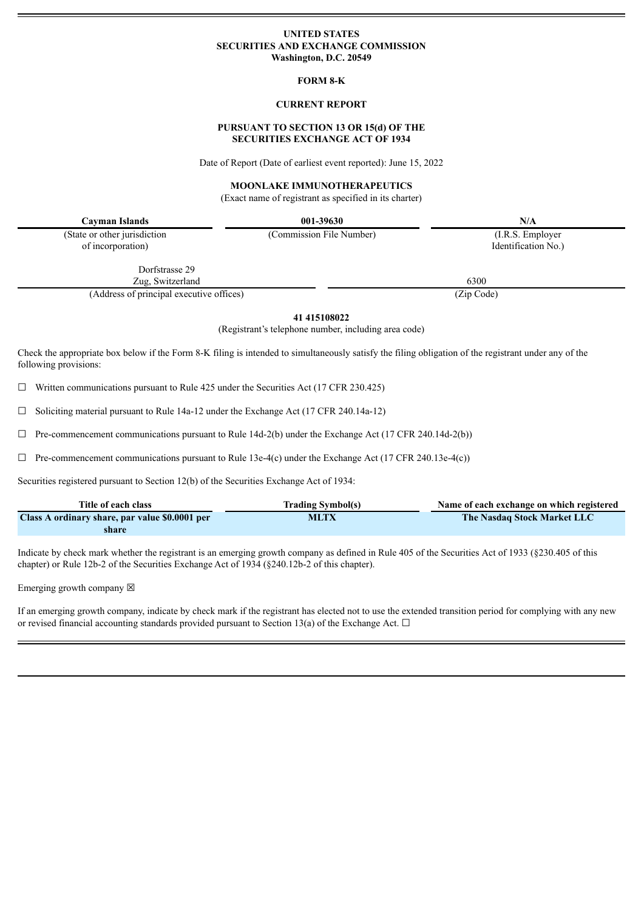**UNITED STATES**
**SECURITIES AND EXCHANGE COMMISSION**
**Washington, D.C. 20549**

**FORM 8-K**

**CURRENT REPORT**

**PURSUANT TO SECTION 13 OR 15(d) OF THE SECURITIES EXCHANGE ACT OF 1934**

Date of Report (Date of earliest event reported): June 15, 2022

**MOONLAKE IMMUNOTHERAPEUTICS**
(Exact name of registrant as specified in its charter)

| **Cayman Islands** | **001-39630** | **N/A** |
|---|---|---|
| (State or other jurisdiction of incorporation) | (Commission File Number) | (I.R.S. Employer Identification No.) |

| Dorfstrasse 29 Zug, Switzerland | 6300 |
|---|---|
| (Address of principal executive offices) | (Zip Code) |

**41 415108022**
(Registrant's telephone number, including area code)

Check the appropriate box below if the Form 8-K filing is intended to simultaneously satisfy the filing obligation of the registrant under any of the following provisions:

☐ Written communications pursuant to Rule 425 under the Securities Act (17 CFR 230.425)

☐ Soliciting material pursuant to Rule 14a-12 under the Exchange Act (17 CFR 240.14a-12)

☐ Pre-commencement communications pursuant to Rule 14d-2(b) under the Exchange Act (17 CFR 240.14d-2(b))

☐ Pre-commencement communications pursuant to Rule 13e-4(c) under the Exchange Act (17 CFR 240.13e-4(c))

Securities registered pursuant to Section 12(b) of the Securities Exchange Act of 1934:

| Title of each class | Trading Symbol(s) | Name of each exchange on which registered |
|---|---|---|
| **Class A ordinary share, par value $0.0001 per share** | **MLTX** | **The Nasdaq Stock Market LLC** |

Indicate by check mark whether the registrant is an emerging growth company as defined in Rule 405 of the Securities Act of 1933 (§230.405 of this chapter) or Rule 12b-2 of the Securities Exchange Act of 1934 (§240.12b-2 of this chapter).

Emerging growth company ☒

If an emerging growth company, indicate by check mark if the registrant has elected not to use the extended transition period for complying with any new or revised financial accounting standards provided pursuant to Section 13(a) of the Exchange Act. ☐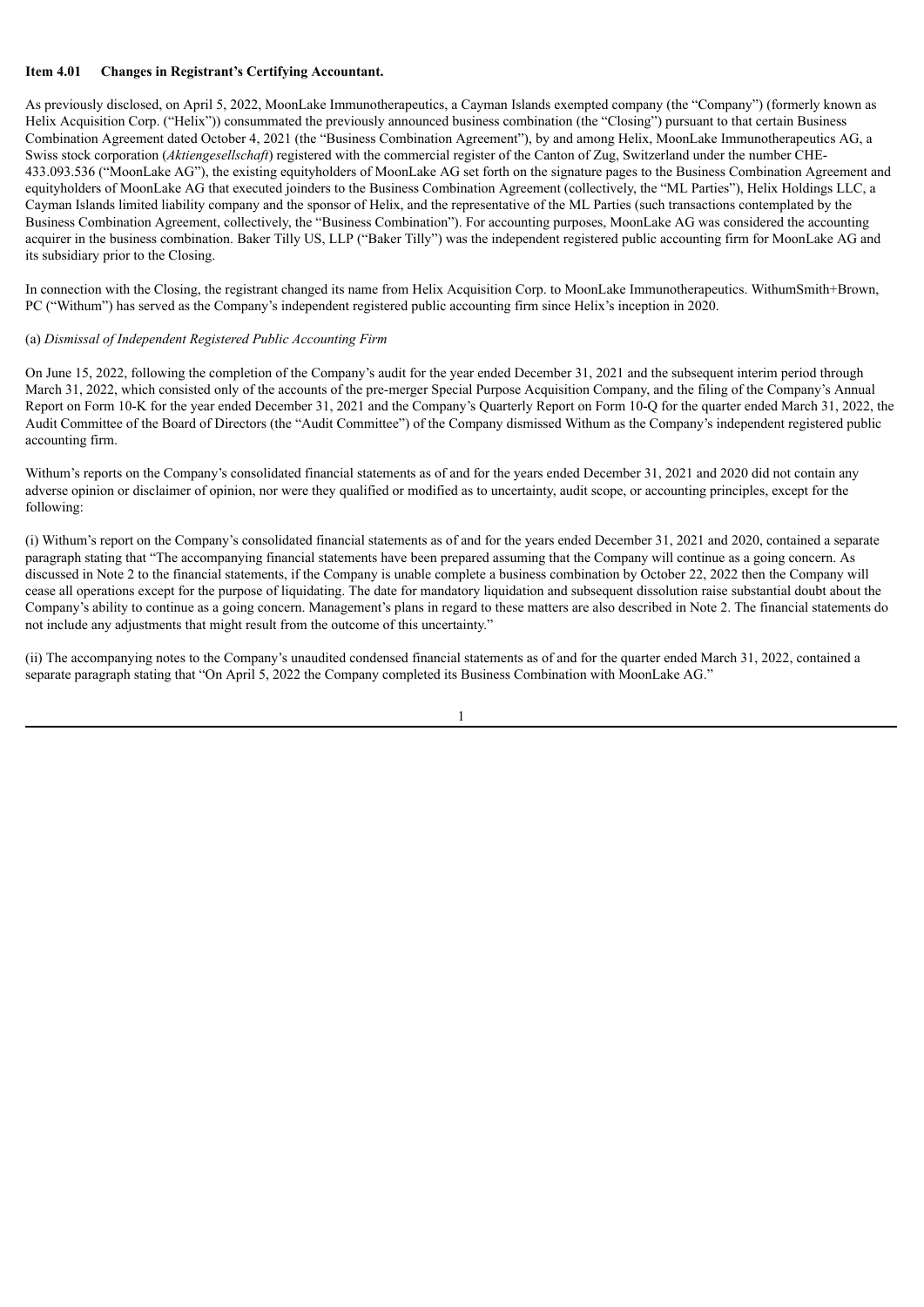**Item 4.01 Changes in Registrant's Certifying Accountant.**

As previously disclosed, on April 5, 2022, MoonLake Immunotherapeutics, a Cayman Islands exempted company (the "Company") (formerly known as Helix Acquisition Corp. ("Helix")) consummated the previously announced business combination (the "Closing") pursuant to that certain Business Combination Agreement dated October 4, 2021 (the "Business Combination Agreement"), by and among Helix, MoonLake Immunotherapeutics AG, a Swiss stock corporation (*Aktiengesellschaft*) registered with the commercial register of the Canton of Zug, Switzerland under the number CHE-433.093.536 ("MoonLake AG"), the existing equityholders of MoonLake AG set forth on the signature pages to the Business Combination Agreement and equityholders of MoonLake AG that executed joinders to the Business Combination Agreement (collectively, the "ML Parties"), Helix Holdings LLC, a Cayman Islands limited liability company and the sponsor of Helix, and the representative of the ML Parties (such transactions contemplated by the Business Combination Agreement, collectively, the "Business Combination"). For accounting purposes, MoonLake AG was considered the accounting acquirer in the business combination. Baker Tilly US, LLP ("Baker Tilly") was the independent registered public accounting firm for MoonLake AG and its subsidiary prior to the Closing.

In connection with the Closing, the registrant changed its name from Helix Acquisition Corp. to MoonLake Immunotherapeutics. WithumSmith+Brown, PC ("Withum") has served as the Company's independent registered public accounting firm since Helix's inception in 2020.

(a) *Dismissal of Independent Registered Public Accounting Firm*

On June 15, 2022, following the completion of the Company's audit for the year ended December 31, 2021 and the subsequent interim period through March 31, 2022, which consisted only of the accounts of the pre-merger Special Purpose Acquisition Company, and the filing of the Company's Annual Report on Form 10-K for the year ended December 31, 2021 and the Company's Quarterly Report on Form 10-Q for the quarter ended March 31, 2022, the Audit Committee of the Board of Directors (the "Audit Committee") of the Company dismissed Withum as the Company's independent registered public accounting firm.

Withum's reports on the Company's consolidated financial statements as of and for the years ended December 31, 2021 and 2020 did not contain any adverse opinion or disclaimer of opinion, nor were they qualified or modified as to uncertainty, audit scope, or accounting principles, except for the following:

(i) Withum's report on the Company's consolidated financial statements as of and for the years ended December 31, 2021 and 2020, contained a separate paragraph stating that "The accompanying financial statements have been prepared assuming that the Company will continue as a going concern. As discussed in Note 2 to the financial statements, if the Company is unable complete a business combination by October 22, 2022 then the Company will cease all operations except for the purpose of liquidating. The date for mandatory liquidation and subsequent dissolution raise substantial doubt about the Company's ability to continue as a going concern. Management's plans in regard to these matters are also described in Note 2. The financial statements do not include any adjustments that might result from the outcome of this uncertainty."

(ii) The accompanying notes to the Company's unaudited condensed financial statements as of and for the quarter ended March 31, 2022, contained a separate paragraph stating that "On April 5, 2022 the Company completed its Business Combination with MoonLake AG."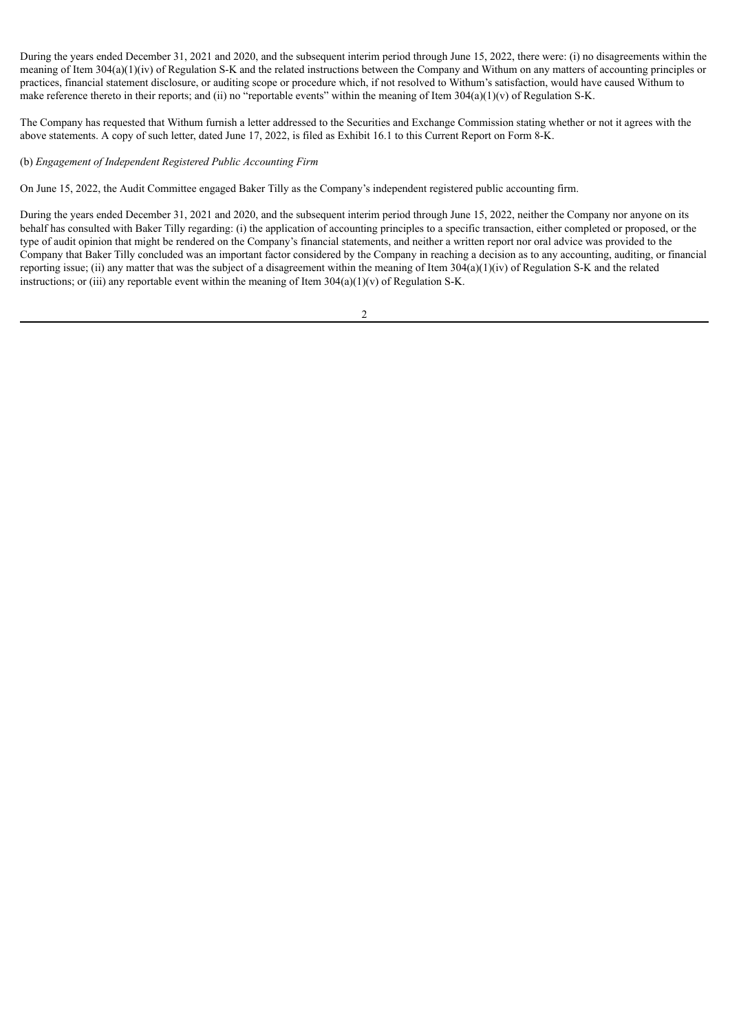During the years ended December 31, 2021 and 2020, and the subsequent interim period through June 15, 2022, there were: (i) no disagreements within the meaning of Item 304(a)(1)(iv) of Regulation S-K and the related instructions between the Company and Withum on any matters of accounting principles or practices, financial statement disclosure, or auditing scope or procedure which, if not resolved to Withum's satisfaction, would have caused Withum to make reference thereto in their reports; and (ii) no "reportable events" within the meaning of Item 304(a)(1)(v) of Regulation S-K.

The Company has requested that Withum furnish a letter addressed to the Securities and Exchange Commission stating whether or not it agrees with the above statements. A copy of such letter, dated June 17, 2022, is filed as Exhibit 16.1 to this Current Report on Form 8-K.

(b) *Engagement of Independent Registered Public Accounting Firm*

On June 15, 2022, the Audit Committee engaged Baker Tilly as the Company's independent registered public accounting firm.

During the years ended December 31, 2021 and 2020, and the subsequent interim period through June 15, 2022, neither the Company nor anyone on its behalf has consulted with Baker Tilly regarding: (i) the application of accounting principles to a specific transaction, either completed or proposed, or the type of audit opinion that might be rendered on the Company's financial statements, and neither a written report nor oral advice was provided to the Company that Baker Tilly concluded was an important factor considered by the Company in reaching a decision as to any accounting, auditing, or financial reporting issue; (ii) any matter that was the subject of a disagreement within the meaning of Item 304(a)(1)(iv) of Regulation S-K and the related instructions; or (iii) any reportable event within the meaning of Item 304(a)(1)(v) of Regulation S-K.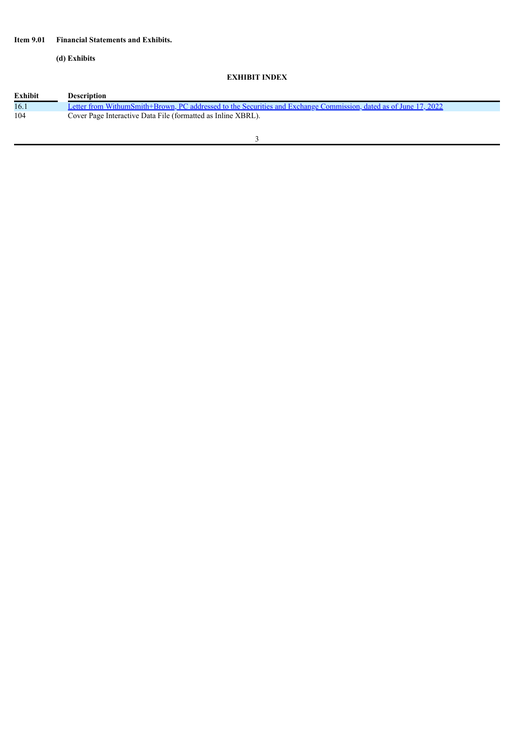**Item 9.01 Financial Statements and Exhibits.**

**(d) Exhibits**

**EXHIBIT INDEX**

| Exhibit | Description |
|---|---|
| 16.1 | Letter from WithumSmith+Brown, PC addressed to the Securities and Exchange Commission, dated as of June 17, 2022 |
| 104 | Cover Page Interactive Data File (formatted as Inline XBRL). |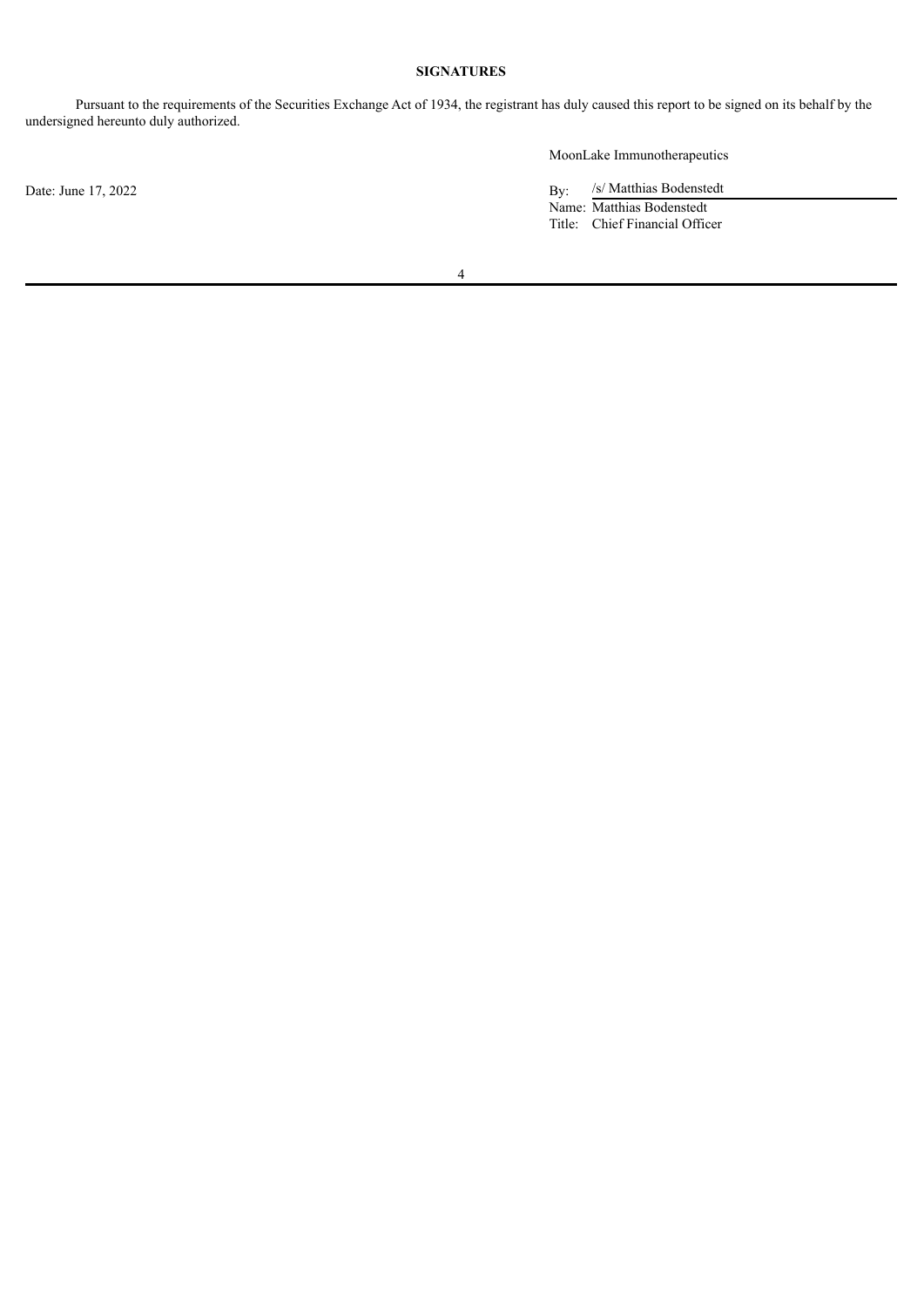**SIGNATURES**

Pursuant to the requirements of the Securities Exchange Act of 1934, the registrant has duly caused this report to be signed on its behalf by the undersigned hereunto duly authorized.

MoonLake Immunotherapeutics

Date: June 17, 2022

By: /s/ Matthias Bodenstedt
Name: Matthias Bodenstedt
Title: Chief Financial Officer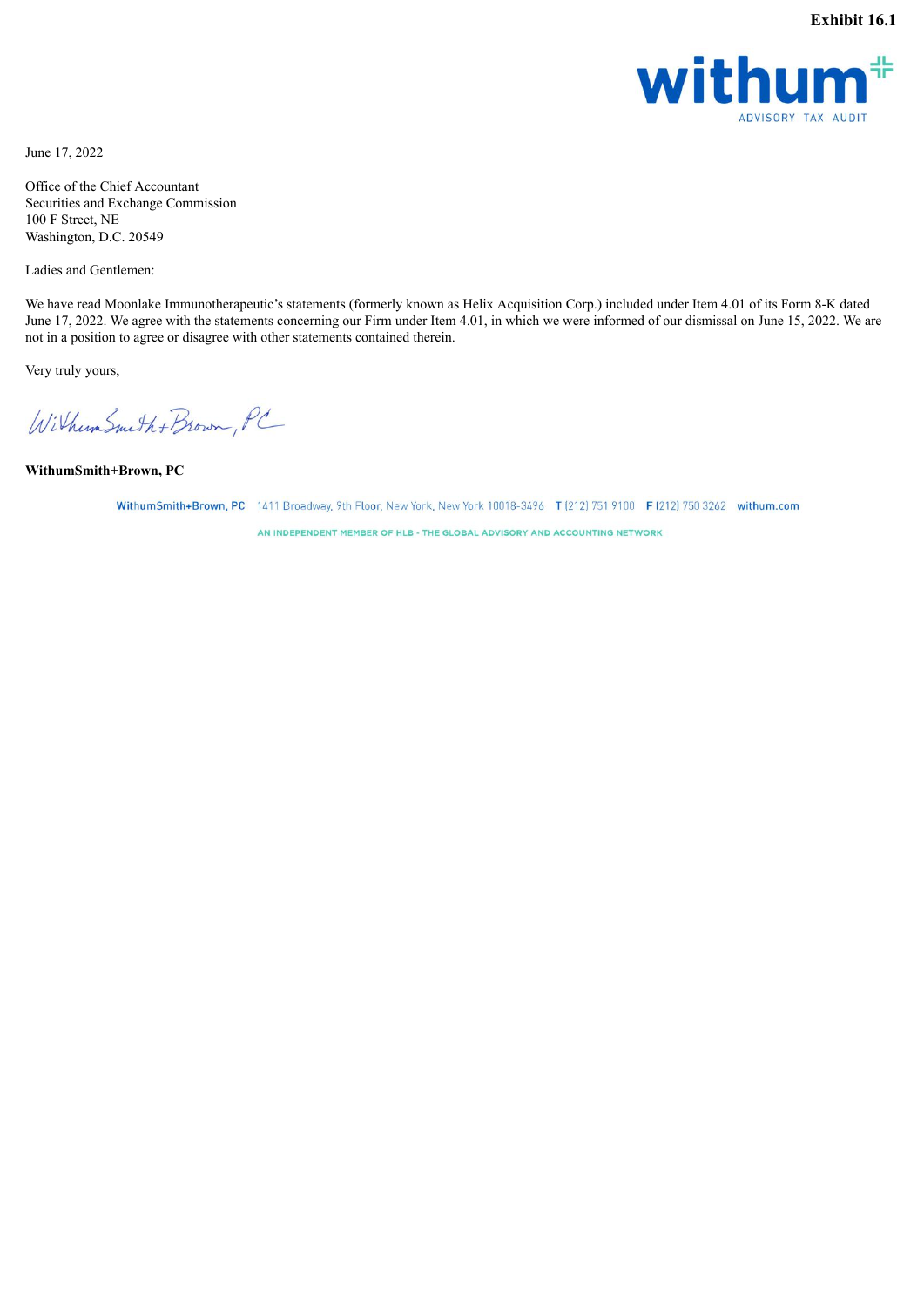**Exhibit 16.1**

withum

ADVISORY TAX AUDIT

June 17, 2022

Office of the Chief Accountant
Securities and Exchange Commission
100 F Street, NE
Washington, D.C. 20549

Ladies and Gentlemen:

We have read Moonlake Immunotherapeutic's statements (formerly known as Helix Acquisition Corp.) included under Item 4.01 of its Form 8-K dated June 17, 2022. We agree with the statements concerning our Firm under Item 4.01, in which we were informed of our dismissal on June 15, 2022. We are not in a position to agree or disagree with other statements contained therein.

Very truly yours,

WithumSmith+Brown, PC

**WithumSmith+Brown, PC**

WithumSmith+Brown, PC 1411 Broadway, 9th Floor, New York, New York 10018-3496 T (212) 751 9100 F (212) 750 3262 withum.com

AN INDEPENDENT MEMBER OF HLB - THE GLOBAL ADVISORY AND ACCOUNTING NETWORK